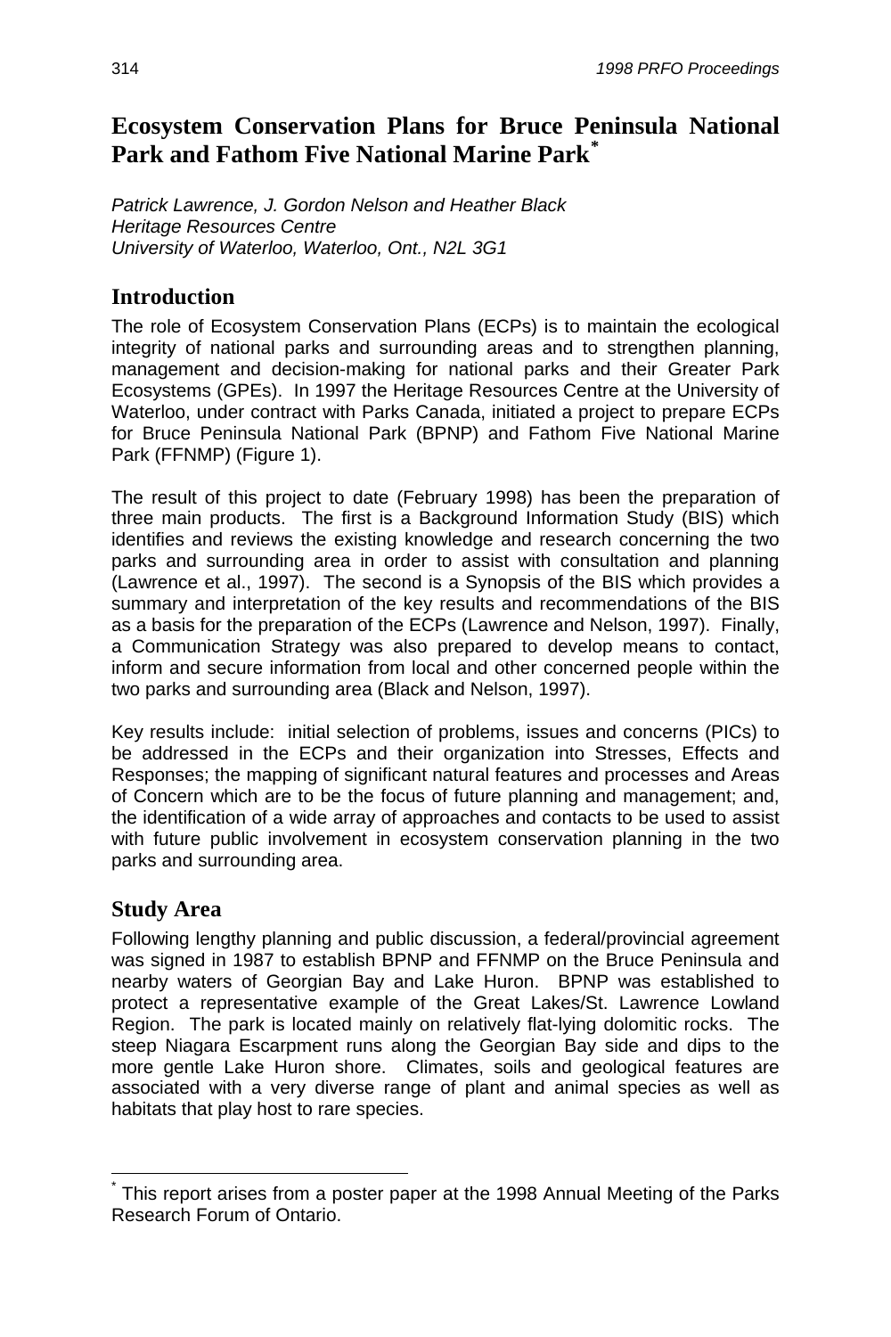# Ecosystem Conservation Plans for Bruce Peninsula National Park and Fathom Five National Marine Park[*]

*Patrick Lawrence, J. Gordon Nelson and Heather Black*
*Heritage Resources Centre*
*University of Waterloo, Waterloo, Ont., N2L 3G1*

## Introduction

The role of Ecosystem Conservation Plans (ECPs) is to maintain the ecological integrity of national parks and surrounding areas and to strengthen planning, management and decision-making for national parks and their Greater Park Ecosystems (GPEs). In 1997 the Heritage Resources Centre at the University of Waterloo, under contract with Parks Canada, initiated a project to prepare ECPs for Bruce Peninsula National Park (BPNP) and Fathom Five National Marine Park (FFNMP) (Figure 1).

The result of this project to date (February 1998) has been the preparation of three main products. The first is a Background Information Study (BIS) which identifies and reviews the existing knowledge and research concerning the two parks and surrounding area in order to assist with consultation and planning (Lawrence et al., 1997). The second is a Synopsis of the BIS which provides a summary and interpretation of the key results and recommendations of the BIS as a basis for the preparation of the ECPs (Lawrence and Nelson, 1997). Finally, a Communication Strategy was also prepared to develop means to contact, inform and secure information from local and other concerned people within the two parks and surrounding area (Black and Nelson, 1997).

Key results include: initial selection of problems, issues and concerns (PICs) to be addressed in the ECPs and their organization into Stresses, Effects and Responses; the mapping of significant natural features and processes and Areas of Concern which are to be the focus of future planning and management; and, the identification of a wide array of approaches and contacts to be used to assist with future public involvement in ecosystem conservation planning in the two parks and surrounding area.

## Study Area

Following lengthy planning and public discussion, a federal/provincial agreement was signed in 1987 to establish BPNP and FFNMP on the Bruce Peninsula and nearby waters of Georgian Bay and Lake Huron. BPNP was established to protect a representative example of the Great Lakes/St. Lawrence Lowland Region. The park is located mainly on relatively flat-lying dolomitic rocks. The steep Niagara Escarpment runs along the Georgian Bay side and dips to the more gentle Lake Huron shore. Climates, soils and geological features are associated with a very diverse range of plant and animal species as well as habitats that play host to rare species.

---

[*] This report arises from a poster paper at the 1998 Annual Meeting of the Parks Research Forum of Ontario.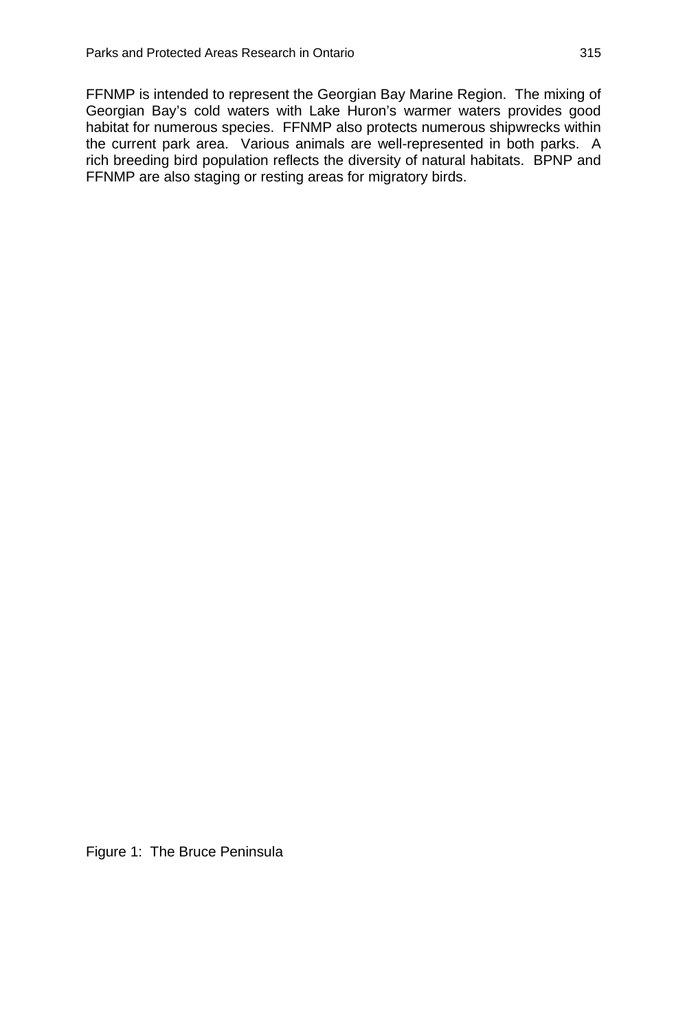FFNMP is intended to represent the Georgian Bay Marine Region. The mixing of Georgian Bay's cold waters with Lake Huron's warmer waters provides good habitat for numerous species. FFNMP also protects numerous shipwrecks within the current park area. Various animals are well-represented in both parks. A rich breeding bird population reflects the diversity of natural habitats. BPNP and FFNMP are also staging or resting areas for migratory birds.

Figure 1: The Bruce Peninsula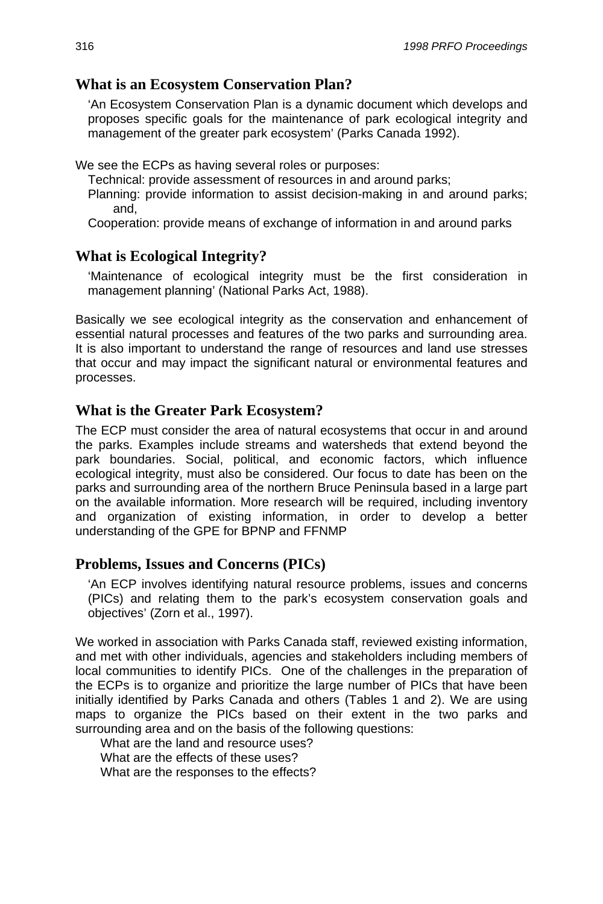## What is an Ecosystem Conservation Plan?

> 'An Ecosystem Conservation Plan is a dynamic document which develops and proposes specific goals for the maintenance of park ecological integrity and management of the greater park ecosystem' (Parks Canada 1992).

We see the ECPs as having several roles or purposes:

- Technical: provide assessment of resources in and around parks;
- Planning: provide information to assist decision-making in and around parks; and,
- Cooperation: provide means of exchange of information in and around parks

## What is Ecological Integrity?

> 'Maintenance of ecological integrity must be the first consideration in management planning' (National Parks Act, 1988).

Basically we see ecological integrity as the conservation and enhancement of essential natural processes and features of the two parks and surrounding area. It is also important to understand the range of resources and land use stresses that occur and may impact the significant natural or environmental features and processes.

## What is the Greater Park Ecosystem?

The ECP must consider the area of natural ecosystems that occur in and around the parks. Examples include streams and watersheds that extend beyond the park boundaries. Social, political, and economic factors, which influence ecological integrity, must also be considered. Our focus to date has been on the parks and surrounding area of the northern Bruce Peninsula based in a large part on the available information. More research will be required, including inventory and organization of existing information, in order to develop a better understanding of the GPE for BPNP and FFNMP

## Problems, Issues and Concerns (PICs)

> 'An ECP involves identifying natural resource problems, issues and concerns (PICs) and relating them to the park's ecosystem conservation goals and objectives' (Zorn et al., 1997).

We worked in association with Parks Canada staff, reviewed existing information, and met with other individuals, agencies and stakeholders including members of local communities to identify PICs. One of the challenges in the preparation of the ECPs is to organize and prioritize the large number of PICs that have been initially identified by Parks Canada and others (Tables 1 and 2). We are using maps to organize the PICs based on their extent in the two parks and surrounding area and on the basis of the following questions:

- What are the land and resource uses?
- What are the effects of these uses?
- What are the responses to the effects?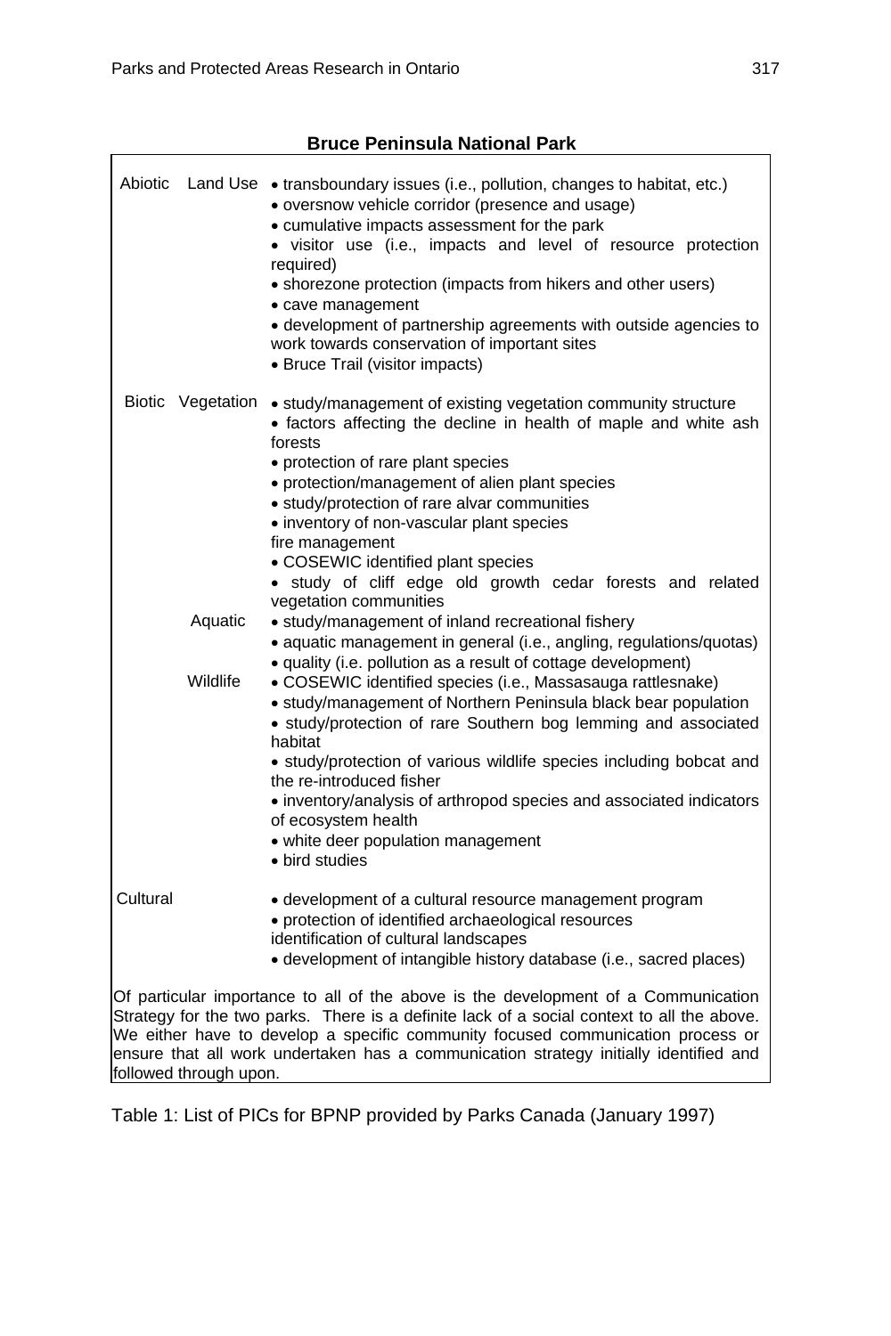**Bruce Peninsula National Park**

| | | |
|---|---|---|
| Abiotic | Land Use | • transboundary issues (i.e., pollution, changes to habitat, etc.)<br>• oversnow vehicle corridor (presence and usage)<br>• cumulative impacts assessment for the park<br>• visitor use (i.e., impacts and level of resource protection required)<br>• shorezone protection (impacts from hikers and other users)<br>• cave management<br>• development of partnership agreements with outside agencies to work towards conservation of important sites<br>• Bruce Trail (visitor impacts) |
| Biotic | Vegetation | • study/management of existing vegetation community structure<br>• factors affecting the decline in health of maple and white ash forests<br>• protection of rare plant species<br>• protection/management of alien plant species<br>• study/protection of rare alvar communities<br>• inventory of non-vascular plant species<br>fire management<br>• COSEWIC identified plant species<br>• study of cliff edge old growth cedar forests and related vegetation communities |
| | Aquatic | • study/management of inland recreational fishery<br>• aquatic management in general (i.e., angling, regulations/quotas)<br>• quality (i.e. pollution as a result of cottage development) |
| | Wildlife | • COSEWIC identified species (i.e., Massasauga rattlesnake)<br>• study/management of Northern Peninsula black bear population<br>• study/protection of rare Southern bog lemming and associated habitat<br>• study/protection of various wildlife species including bobcat and the re-introduced fisher<br>• inventory/analysis of arthropod species and associated indicators of ecosystem health<br>• white deer population management<br>• bird studies |
| Cultural | | • development of a cultural resource management program<br>• protection of identified archaeological resources<br>identification of cultural landscapes<br>• development of intangible history database (i.e., sacred places) |

Of particular importance to all of the above is the development of a Communication Strategy for the two parks. There is a definite lack of a social context to all the above. We either have to develop a specific community focused communication process or ensure that all work undertaken has a communication strategy initially identified and followed through upon.

Table 1: List of PICs for BPNP provided by Parks Canada (January 1997)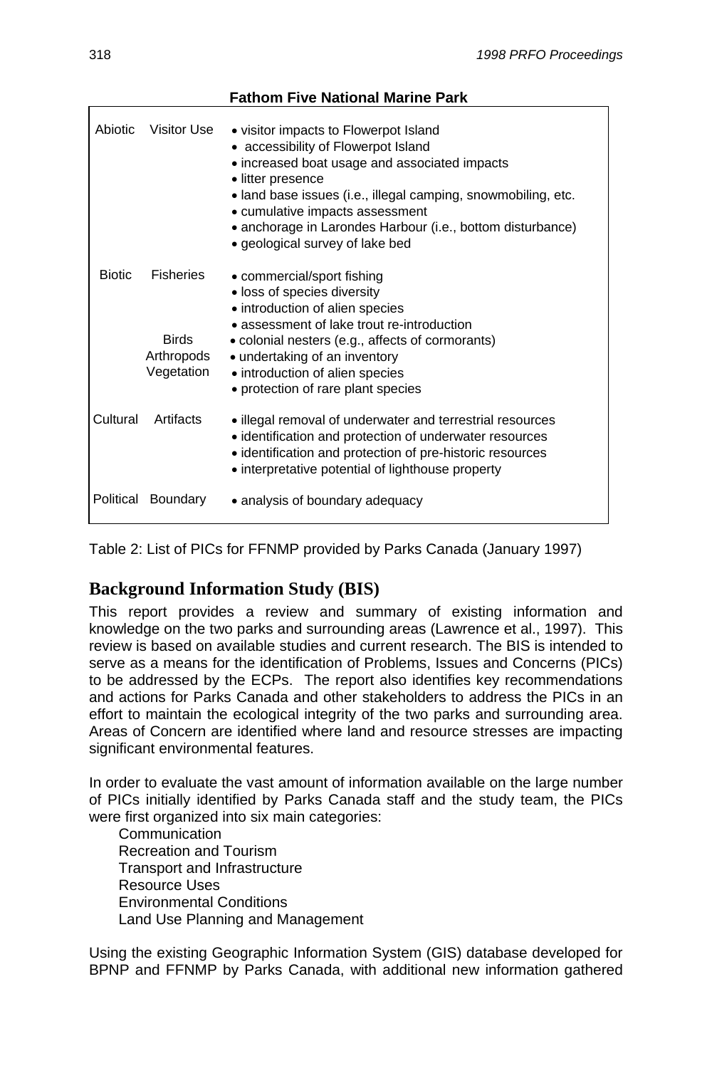**Fathom Five National Marine Park**

| | | |
|---|---|---|
| Abiotic | Visitor Use | • visitor impacts to Flowerpot Island<br>• accessibility of Flowerpot Island<br>• increased boat usage and associated impacts<br>• litter presence<br>• land base issues (i.e., illegal camping, snowmobiling, etc.<br>• cumulative impacts assessment<br>• anchorage in Larondes Harbour (i.e., bottom disturbance)<br>• geological survey of lake bed |
| Biotic | Fisheries | • commercial/sport fishing<br>• loss of species diversity<br>• introduction of alien species<br>• assessment of lake trout re-introduction |
| | Birds | • colonial nesters (e.g., affects of cormorants) |
| | Arthropods | • undertaking of an inventory |
| | Vegetation | • introduction of alien species<br>• protection of rare plant species |
| Cultural | Artifacts | • illegal removal of underwater and terrestrial resources<br>• identification and protection of underwater resources<br>• identification and protection of pre-historic resources<br>• interpretative potential of lighthouse property |
| Political | Boundary | • analysis of boundary adequacy |

Table 2: List of PICs for FFNMP provided by Parks Canada (January 1997)

## Background Information Study (BIS)

This report provides a review and summary of existing information and knowledge on the two parks and surrounding areas (Lawrence et al., 1997). This review is based on available studies and current research. The BIS is intended to serve as a means for the identification of Problems, Issues and Concerns (PICs) to be addressed by the ECPs. The report also identifies key recommendations and actions for Parks Canada and other stakeholders to address the PICs in an effort to maintain the ecological integrity of the two parks and surrounding area. Areas of Concern are identified where land and resource stresses are impacting significant environmental features.

In order to evaluate the vast amount of information available on the large number of PICs initially identified by Parks Canada staff and the study team, the PICs were first organized into six main categories:

Communication
Recreation and Tourism
Transport and Infrastructure
Resource Uses
Environmental Conditions
Land Use Planning and Management

Using the existing Geographic Information System (GIS) database developed for BPNP and FFNMP by Parks Canada, with additional new information gathered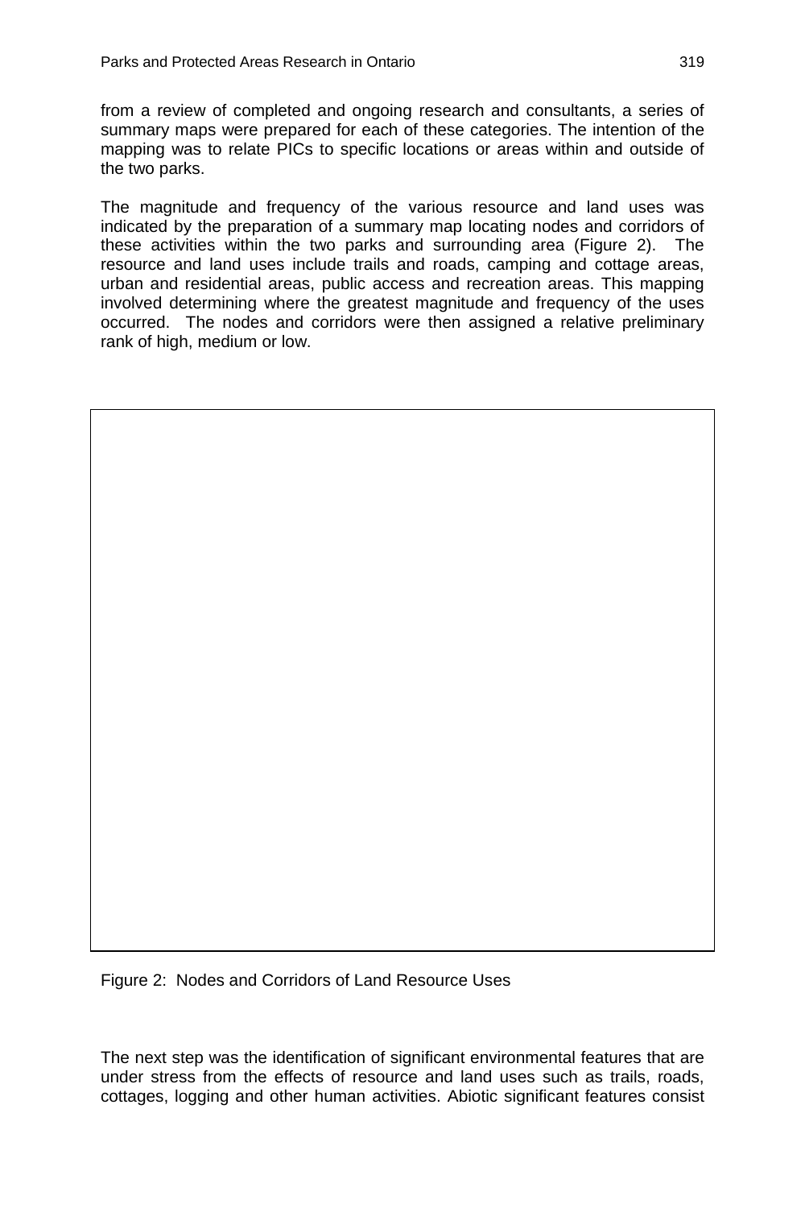from a review of completed and ongoing research and consultants, a series of summary maps were prepared for each of these categories. The intention of the mapping was to relate PICs to specific locations or areas within and outside of the two parks.

The magnitude and frequency of the various resource and land uses was indicated by the preparation of a summary map locating nodes and corridors of these activities within the two parks and surrounding area (Figure 2). The resource and land uses include trails and roads, camping and cottage areas, urban and residential areas, public access and recreation areas. This mapping involved determining where the greatest magnitude and frequency of the uses occurred. The nodes and corridors were then assigned a relative preliminary rank of high, medium or low.

Figure 2: Nodes and Corridors of Land Resource Uses

The next step was the identification of significant environmental features that are under stress from the effects of resource and land uses such as trails, roads, cottages, logging and other human activities. Abiotic significant features consist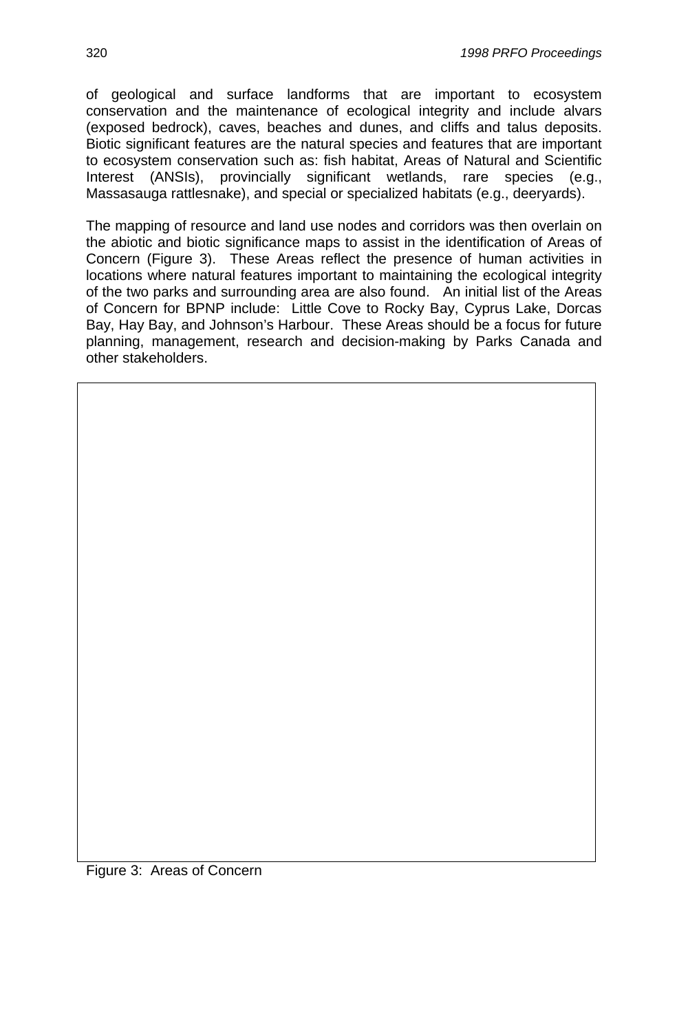of geological and surface landforms that are important to ecosystem conservation and the maintenance of ecological integrity and include alvars (exposed bedrock), caves, beaches and dunes, and cliffs and talus deposits. Biotic significant features are the natural species and features that are important to ecosystem conservation such as: fish habitat, Areas of Natural and Scientific Interest (ANSIs), provincially significant wetlands, rare species (e.g., Massasauga rattlesnake), and special or specialized habitats (e.g., deeryards).

The mapping of resource and land use nodes and corridors was then overlain on the abiotic and biotic significance maps to assist in the identification of Areas of Concern (Figure 3). These Areas reflect the presence of human activities in locations where natural features important to maintaining the ecological integrity of the two parks and surrounding area are also found. An initial list of the Areas of Concern for BPNP include: Little Cove to Rocky Bay, Cyprus Lake, Dorcas Bay, Hay Bay, and Johnson's Harbour. These Areas should be a focus for future planning, management, research and decision-making by Parks Canada and other stakeholders.

Figure 3: Areas of Concern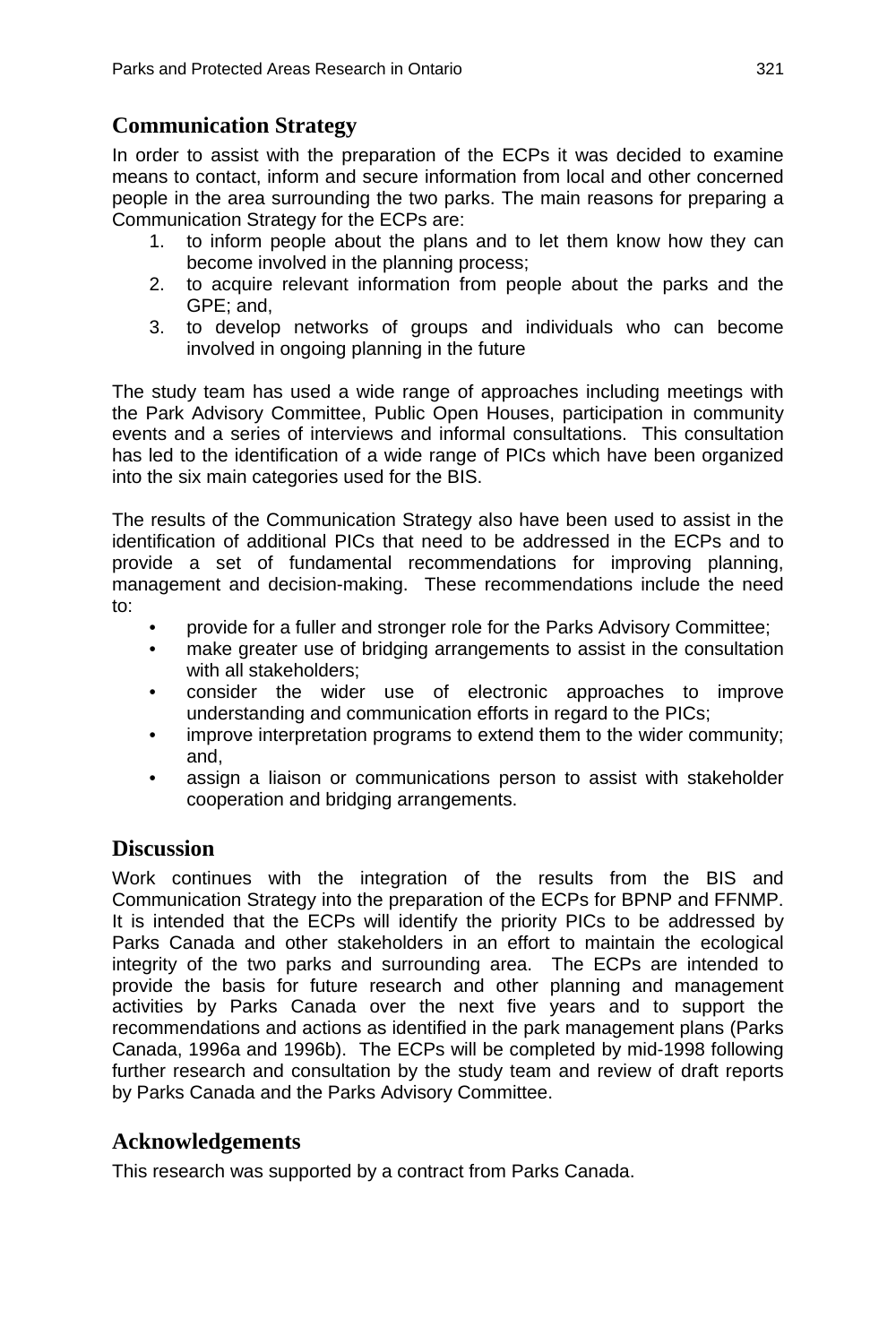## Communication Strategy

In order to assist with the preparation of the ECPs it was decided to examine means to contact, inform and secure information from local and other concerned people in the area surrounding the two parks. The main reasons for preparing a Communication Strategy for the ECPs are:

1. to inform people about the plans and to let them know how they can become involved in the planning process;
2. to acquire relevant information from people about the parks and the GPE; and,
3. to develop networks of groups and individuals who can become involved in ongoing planning in the future

The study team has used a wide range of approaches including meetings with the Park Advisory Committee, Public Open Houses, participation in community events and a series of interviews and informal consultations. This consultation has led to the identification of a wide range of PICs which have been organized into the six main categories used for the BIS.

The results of the Communication Strategy also have been used to assist in the identification of additional PICs that need to be addressed in the ECPs and to provide a set of fundamental recommendations for improving planning, management and decision-making. These recommendations include the need to:

- provide for a fuller and stronger role for the Parks Advisory Committee;
- make greater use of bridging arrangements to assist in the consultation with all stakeholders;
- consider the wider use of electronic approaches to improve understanding and communication efforts in regard to the PICs;
- improve interpretation programs to extend them to the wider community; and,
- assign a liaison or communications person to assist with stakeholder cooperation and bridging arrangements.

## Discussion

Work continues with the integration of the results from the BIS and Communication Strategy into the preparation of the ECPs for BPNP and FFNMP. It is intended that the ECPs will identify the priority PICs to be addressed by Parks Canada and other stakeholders in an effort to maintain the ecological integrity of the two parks and surrounding area. The ECPs are intended to provide the basis for future research and other planning and management activities by Parks Canada over the next five years and to support the recommendations and actions as identified in the park management plans (Parks Canada, 1996a and 1996b). The ECPs will be completed by mid-1998 following further research and consultation by the study team and review of draft reports by Parks Canada and the Parks Advisory Committee.

## Acknowledgements

This research was supported by a contract from Parks Canada.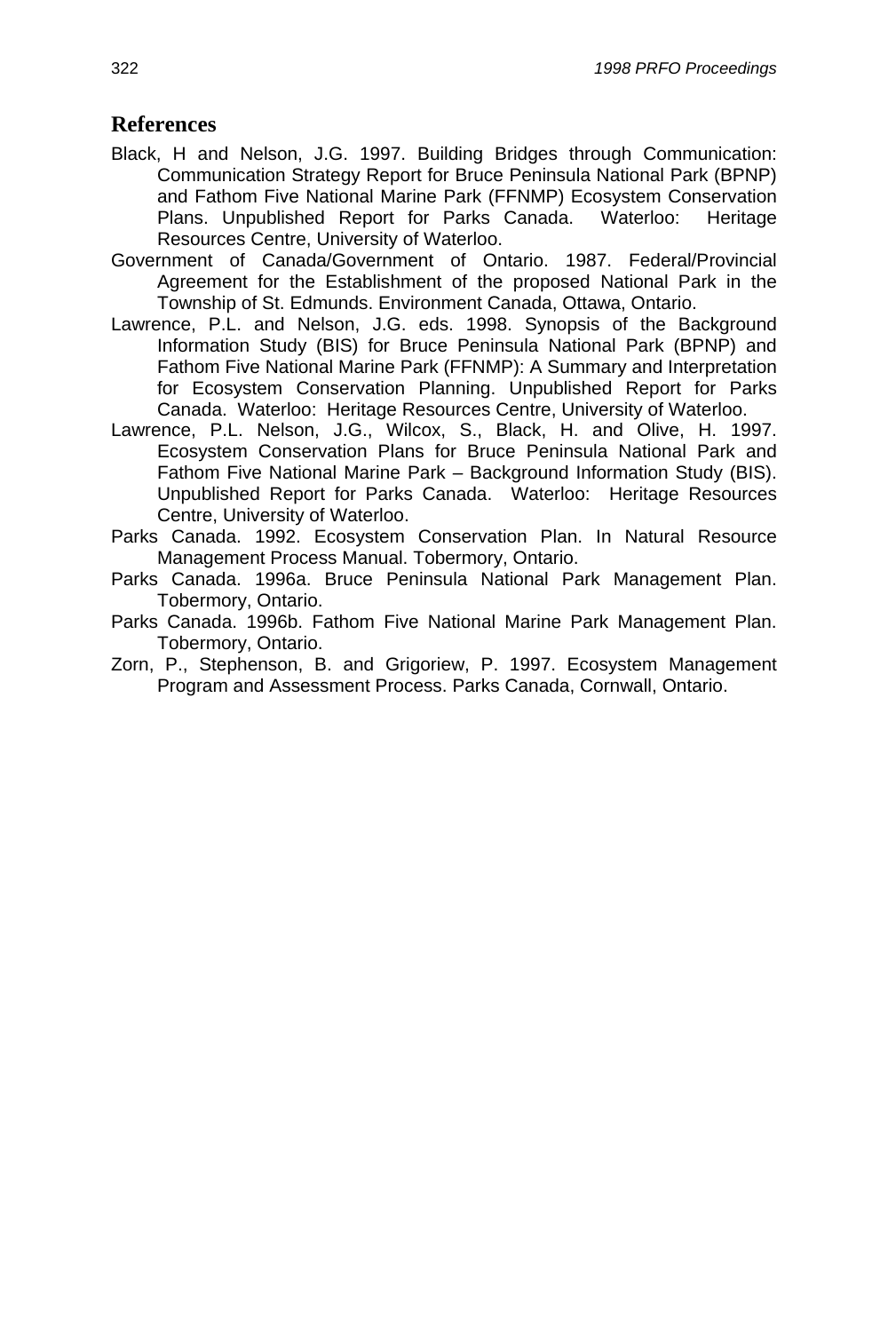## References

Black, H and Nelson, J.G. 1997. Building Bridges through Communication: Communication Strategy Report for Bruce Peninsula National Park (BPNP) and Fathom Five National Marine Park (FFNMP) Ecosystem Conservation Plans. Unpublished Report for Parks Canada. Waterloo: Heritage Resources Centre, University of Waterloo.

Government of Canada/Government of Ontario. 1987. Federal/Provincial Agreement for the Establishment of the proposed National Park in the Township of St. Edmunds. Environment Canada, Ottawa, Ontario.

Lawrence, P.L. and Nelson, J.G. eds. 1998. Synopsis of the Background Information Study (BIS) for Bruce Peninsula National Park (BPNP) and Fathom Five National Marine Park (FFNMP): A Summary and Interpretation for Ecosystem Conservation Planning. Unpublished Report for Parks Canada. Waterloo: Heritage Resources Centre, University of Waterloo.

Lawrence, P.L. Nelson, J.G., Wilcox, S., Black, H. and Olive, H. 1997. Ecosystem Conservation Plans for Bruce Peninsula National Park and Fathom Five National Marine Park – Background Information Study (BIS). Unpublished Report for Parks Canada. Waterloo: Heritage Resources Centre, University of Waterloo.

Parks Canada. 1992. Ecosystem Conservation Plan. In Natural Resource Management Process Manual. Tobermory, Ontario.

Parks Canada. 1996a. Bruce Peninsula National Park Management Plan. Tobermory, Ontario.

Parks Canada. 1996b. Fathom Five National Marine Park Management Plan. Tobermory, Ontario.

Zorn, P., Stephenson, B. and Grigoriew, P. 1997. Ecosystem Management Program and Assessment Process. Parks Canada, Cornwall, Ontario.